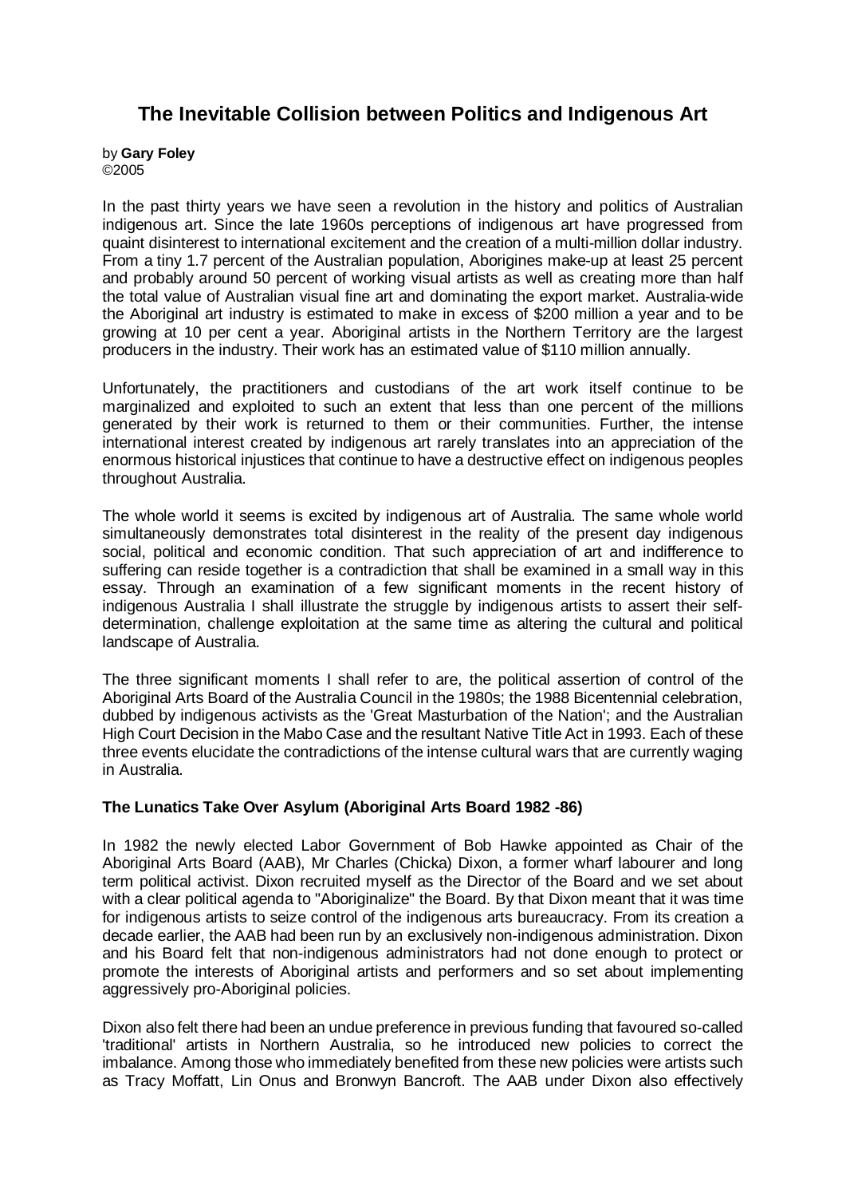# The Inevitable Collision between Politics and Indigenous Art

by **Gary Foley**
©2005

In the past thirty years we have seen a revolution in the history and politics of Australian indigenous art. Since the late 1960s perceptions of indigenous art have progressed from quaint disinterest to international excitement and the creation of a multi-million dollar industry. From a tiny 1.7 percent of the Australian population, Aborigines make-up at least 25 percent and probably around 50 percent of working visual artists as well as creating more than half the total value of Australian visual fine art and dominating the export market. Australia-wide the Aboriginal art industry is estimated to make in excess of $200 million a year and to be growing at 10 per cent a year. Aboriginal artists in the Northern Territory are the largest producers in the industry. Their work has an estimated value of $110 million annually.

Unfortunately, the practitioners and custodians of the art work itself continue to be marginalized and exploited to such an extent that less than one percent of the millions generated by their work is returned to them or their communities. Further, the intense international interest created by indigenous art rarely translates into an appreciation of the enormous historical injustices that continue to have a destructive effect on indigenous peoples throughout Australia.

The whole world it seems is excited by indigenous art of Australia. The same whole world simultaneously demonstrates total disinterest in the reality of the present day indigenous social, political and economic condition. That such appreciation of art and indifference to suffering can reside together is a contradiction that shall be examined in a small way in this essay. Through an examination of a few significant moments in the recent history of indigenous Australia I shall illustrate the struggle by indigenous artists to assert their self-determination, challenge exploitation at the same time as altering the cultural and political landscape of Australia.

The three significant moments I shall refer to are, the political assertion of control of the Aboriginal Arts Board of the Australia Council in the 1980s; the 1988 Bicentennial celebration, dubbed by indigenous activists as the 'Great Masturbation of the Nation'; and the Australian High Court Decision in the Mabo Case and the resultant Native Title Act in 1993. Each of these three events elucidate the contradictions of the intense cultural wars that are currently waging in Australia.

### The Lunatics Take Over Asylum (Aboriginal Arts Board 1982 -86)

In 1982 the newly elected Labor Government of Bob Hawke appointed as Chair of the Aboriginal Arts Board (AAB), Mr Charles (Chicka) Dixon, a former wharf labourer and long term political activist. Dixon recruited myself as the Director of the Board and we set about with a clear political agenda to "Aboriginalize" the Board. By that Dixon meant that it was time for indigenous artists to seize control of the indigenous arts bureaucracy. From its creation a decade earlier, the AAB had been run by an exclusively non-indigenous administration. Dixon and his Board felt that non-indigenous administrators had not done enough to protect or promote the interests of Aboriginal artists and performers and so set about implementing aggressively pro-Aboriginal policies.

Dixon also felt there had been an undue preference in previous funding that favoured so-called 'traditional' artists in Northern Australia, so he introduced new policies to correct the imbalance. Among those who immediately benefited from these new policies were artists such as Tracy Moffatt, Lin Onus and Bronwyn Bancroft. The AAB under Dixon also effectively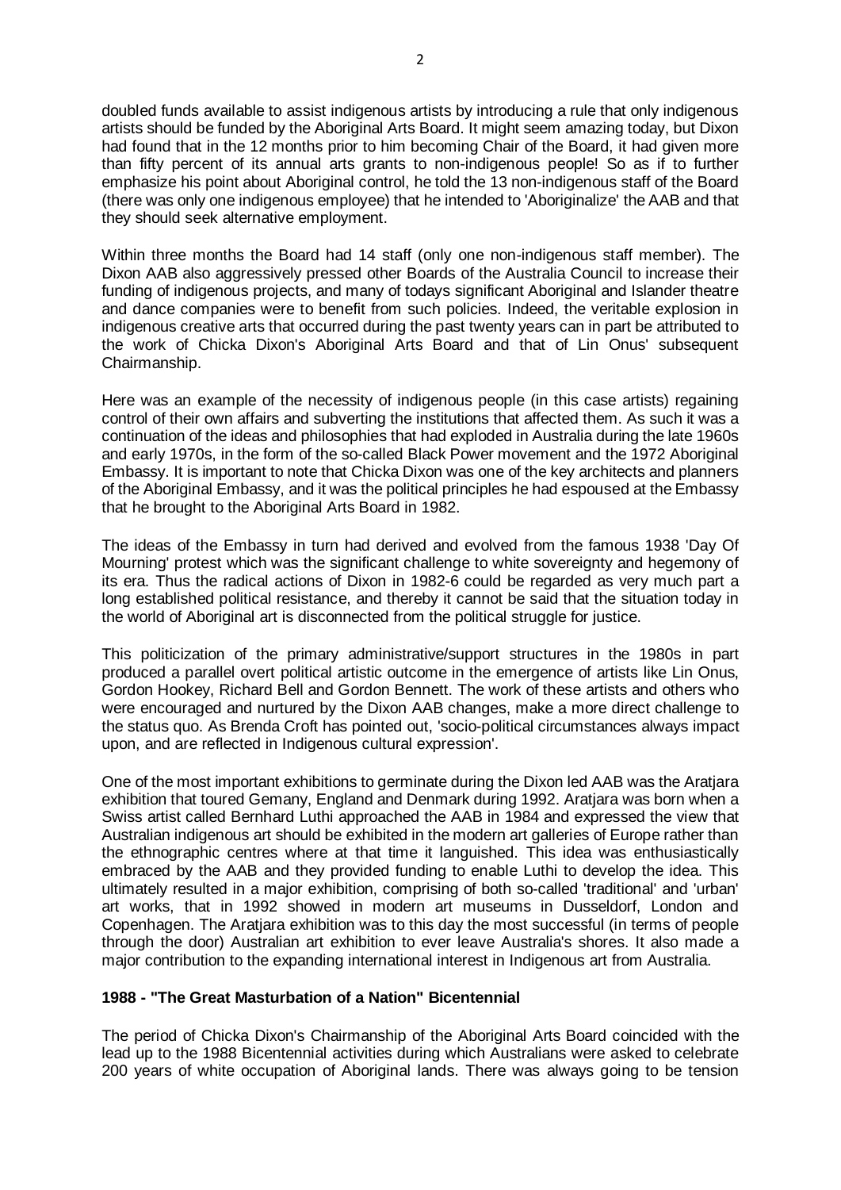doubled funds available to assist indigenous artists by introducing a rule that only indigenous artists should be funded by the Aboriginal Arts Board. It might seem amazing today, but Dixon had found that in the 12 months prior to him becoming Chair of the Board, it had given more than fifty percent of its annual arts grants to non-indigenous people! So as if to further emphasize his point about Aboriginal control, he told the 13 non-indigenous staff of the Board (there was only one indigenous employee) that he intended to 'Aboriginalize' the AAB and that they should seek alternative employment.

Within three months the Board had 14 staff (only one non-indigenous staff member). The Dixon AAB also aggressively pressed other Boards of the Australia Council to increase their funding of indigenous projects, and many of todays significant Aboriginal and Islander theatre and dance companies were to benefit from such policies. Indeed, the veritable explosion in indigenous creative arts that occurred during the past twenty years can in part be attributed to the work of Chicka Dixon's Aboriginal Arts Board and that of Lin Onus' subsequent Chairmanship.

Here was an example of the necessity of indigenous people (in this case artists) regaining control of their own affairs and subverting the institutions that affected them. As such it was a continuation of the ideas and philosophies that had exploded in Australia during the late 1960s and early 1970s, in the form of the so-called Black Power movement and the 1972 Aboriginal Embassy. It is important to note that Chicka Dixon was one of the key architects and planners of the Aboriginal Embassy, and it was the political principles he had espoused at the Embassy that he brought to the Aboriginal Arts Board in 1982.

The ideas of the Embassy in turn had derived and evolved from the famous 1938 'Day Of Mourning' protest which was the significant challenge to white sovereignty and hegemony of its era. Thus the radical actions of Dixon in 1982-6 could be regarded as very much part a long established political resistance, and thereby it cannot be said that the situation today in the world of Aboriginal art is disconnected from the political struggle for justice.

This politicization of the primary administrative/support structures in the 1980s in part produced a parallel overt political artistic outcome in the emergence of artists like Lin Onus, Gordon Hookey, Richard Bell and Gordon Bennett. The work of these artists and others who were encouraged and nurtured by the Dixon AAB changes, make a more direct challenge to the status quo. As Brenda Croft has pointed out, 'socio-political circumstances always impact upon, and are reflected in Indigenous cultural expression'.

One of the most important exhibitions to germinate during the Dixon led AAB was the Aratjara exhibition that toured Gemany, England and Denmark during 1992. Aratjara was born when a Swiss artist called Bernhard Luthi approached the AAB in 1984 and expressed the view that Australian indigenous art should be exhibited in the modern art galleries of Europe rather than the ethnographic centres where at that time it languished. This idea was enthusiastically embraced by the AAB and they provided funding to enable Luthi to develop the idea. This ultimately resulted in a major exhibition, comprising of both so-called 'traditional' and 'urban' art works, that in 1992 showed in modern art museums in Dusseldorf, London and Copenhagen. The Aratjara exhibition was to this day the most successful (in terms of people through the door) Australian art exhibition to ever leave Australia's shores. It also made a major contribution to the expanding international interest in Indigenous art from Australia.

**1988 - "The Great Masturbation of a Nation" Bicentennial**

The period of Chicka Dixon's Chairmanship of the Aboriginal Arts Board coincided with the lead up to the 1988 Bicentennial activities during which Australians were asked to celebrate 200 years of white occupation of Aboriginal lands. There was always going to be tension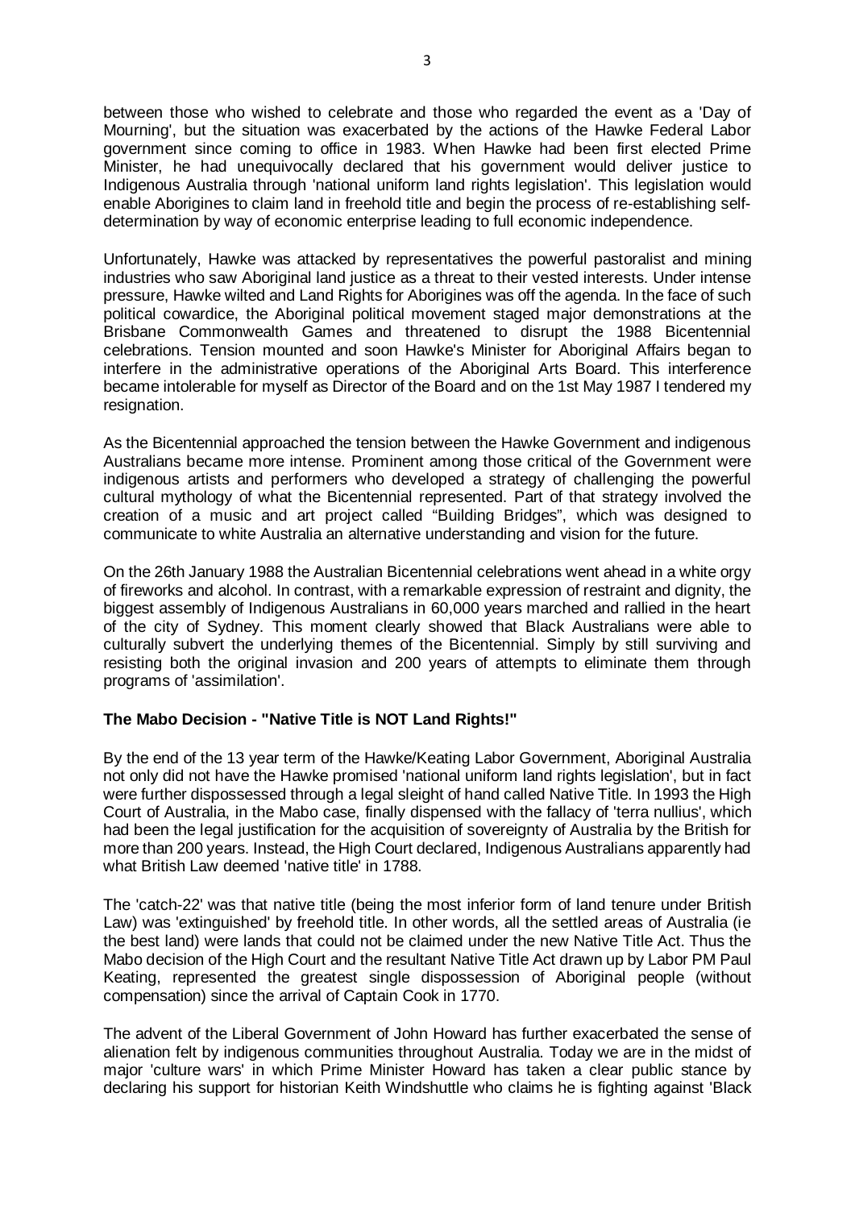between those who wished to celebrate and those who regarded the event as a 'Day of Mourning', but the situation was exacerbated by the actions of the Hawke Federal Labor government since coming to office in 1983. When Hawke had been first elected Prime Minister, he had unequivocally declared that his government would deliver justice to Indigenous Australia through 'national uniform land rights legislation'. This legislation would enable Aborigines to claim land in freehold title and begin the process of re-establishing self-determination by way of economic enterprise leading to full economic independence.

Unfortunately, Hawke was attacked by representatives the powerful pastoralist and mining industries who saw Aboriginal land justice as a threat to their vested interests. Under intense pressure, Hawke wilted and Land Rights for Aborigines was off the agenda. In the face of such political cowardice, the Aboriginal political movement staged major demonstrations at the Brisbane Commonwealth Games and threatened to disrupt the 1988 Bicentennial celebrations. Tension mounted and soon Hawke's Minister for Aboriginal Affairs began to interfere in the administrative operations of the Aboriginal Arts Board. This interference became intolerable for myself as Director of the Board and on the 1st May 1987 I tendered my resignation.

As the Bicentennial approached the tension between the Hawke Government and indigenous Australians became more intense. Prominent among those critical of the Government were indigenous artists and performers who developed a strategy of challenging the powerful cultural mythology of what the Bicentennial represented. Part of that strategy involved the creation of a music and art project called "Building Bridges", which was designed to communicate to white Australia an alternative understanding and vision for the future.

On the 26th January 1988 the Australian Bicentennial celebrations went ahead in a white orgy of fireworks and alcohol. In contrast, with a remarkable expression of restraint and dignity, the biggest assembly of Indigenous Australians in 60,000 years marched and rallied in the heart of the city of Sydney. This moment clearly showed that Black Australians were able to culturally subvert the underlying themes of the Bicentennial. Simply by still surviving and resisting both the original invasion and 200 years of attempts to eliminate them through programs of 'assimilation'.

**The Mabo Decision - "Native Title is NOT Land Rights!"**

By the end of the 13 year term of the Hawke/Keating Labor Government, Aboriginal Australia not only did not have the Hawke promised 'national uniform land rights legislation', but in fact were further dispossessed through a legal sleight of hand called Native Title. In 1993 the High Court of Australia, in the Mabo case, finally dispensed with the fallacy of 'terra nullius', which had been the legal justification for the acquisition of sovereignty of Australia by the British for more than 200 years. Instead, the High Court declared, Indigenous Australians apparently had what British Law deemed 'native title' in 1788.

The 'catch-22' was that native title (being the most inferior form of land tenure under British Law) was 'extinguished' by freehold title. In other words, all the settled areas of Australia (ie the best land) were lands that could not be claimed under the new Native Title Act. Thus the Mabo decision of the High Court and the resultant Native Title Act drawn up by Labor PM Paul Keating, represented the greatest single dispossession of Aboriginal people (without compensation) since the arrival of Captain Cook in 1770.

The advent of the Liberal Government of John Howard has further exacerbated the sense of alienation felt by indigenous communities throughout Australia. Today we are in the midst of major 'culture wars' in which Prime Minister Howard has taken a clear public stance by declaring his support for historian Keith Windshuttle who claims he is fighting against 'Black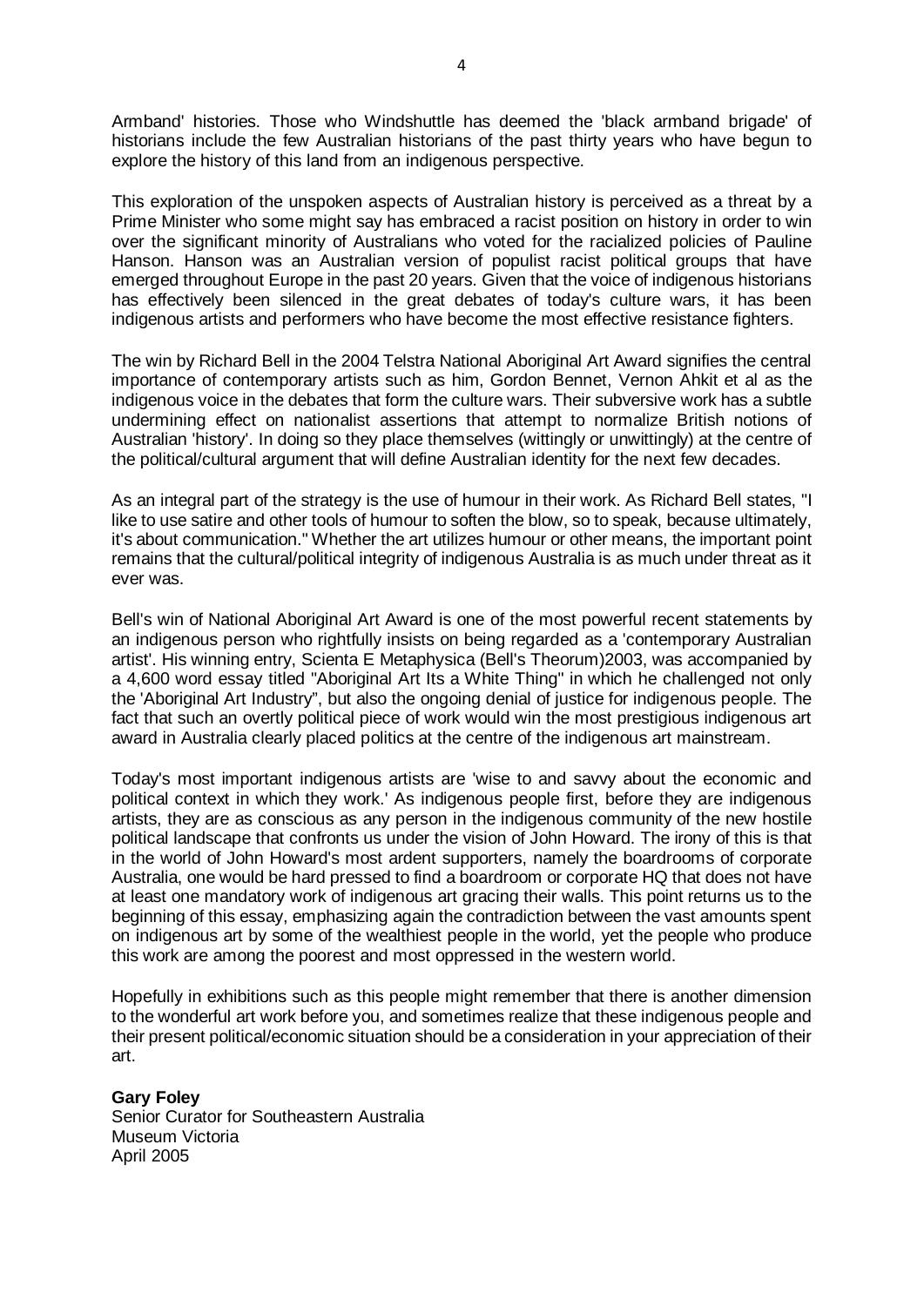Armband' histories. Those who Windshuttle has deemed the 'black armband brigade' of historians include the few Australian historians of the past thirty years who have begun to explore the history of this land from an indigenous perspective.

This exploration of the unspoken aspects of Australian history is perceived as a threat by a Prime Minister who some might say has embraced a racist position on history in order to win over the significant minority of Australians who voted for the racialized policies of Pauline Hanson. Hanson was an Australian version of populist racist political groups that have emerged throughout Europe in the past 20 years. Given that the voice of indigenous historians has effectively been silenced in the great debates of today's culture wars, it has been indigenous artists and performers who have become the most effective resistance fighters.

The win by Richard Bell in the 2004 Telstra National Aboriginal Art Award signifies the central importance of contemporary artists such as him, Gordon Bennet, Vernon Ahkit et al as the indigenous voice in the debates that form the culture wars. Their subversive work has a subtle undermining effect on nationalist assertions that attempt to normalize British notions of Australian 'history'. In doing so they place themselves (wittingly or unwittingly) at the centre of the political/cultural argument that will define Australian identity for the next few decades.

As an integral part of the strategy is the use of humour in their work. As Richard Bell states, "I like to use satire and other tools of humour to soften the blow, so to speak, because ultimately, it's about communication." Whether the art utilizes humour or other means, the important point remains that the cultural/political integrity of indigenous Australia is as much under threat as it ever was.

Bell's win of National Aboriginal Art Award is one of the most powerful recent statements by an indigenous person who rightfully insists on being regarded as a 'contemporary Australian artist'. His winning entry, Scienta E Metaphysica (Bell's Theorum)2003, was accompanied by a 4,600 word essay titled "Aboriginal Art Its a White Thing" in which he challenged not only the 'Aboriginal Art Industry", but also the ongoing denial of justice for indigenous people. The fact that such an overtly political piece of work would win the most prestigious indigenous art award in Australia clearly placed politics at the centre of the indigenous art mainstream.

Today's most important indigenous artists are 'wise to and savvy about the economic and political context in which they work.' As indigenous people first, before they are indigenous artists, they are as conscious as any person in the indigenous community of the new hostile political landscape that confronts us under the vision of John Howard. The irony of this is that in the world of John Howard's most ardent supporters, namely the boardrooms of corporate Australia, one would be hard pressed to find a boardroom or corporate HQ that does not have at least one mandatory work of indigenous art gracing their walls. This point returns us to the beginning of this essay, emphasizing again the contradiction between the vast amounts spent on indigenous art by some of the wealthiest people in the world, yet the people who produce this work are among the poorest and most oppressed in the western world.

Hopefully in exhibitions such as this people might remember that there is another dimension to the wonderful art work before you, and sometimes realize that these indigenous people and their present political/economic situation should be a consideration in your appreciation of their art.

**Gary Foley**
Senior Curator for Southeastern Australia
Museum Victoria
April 2005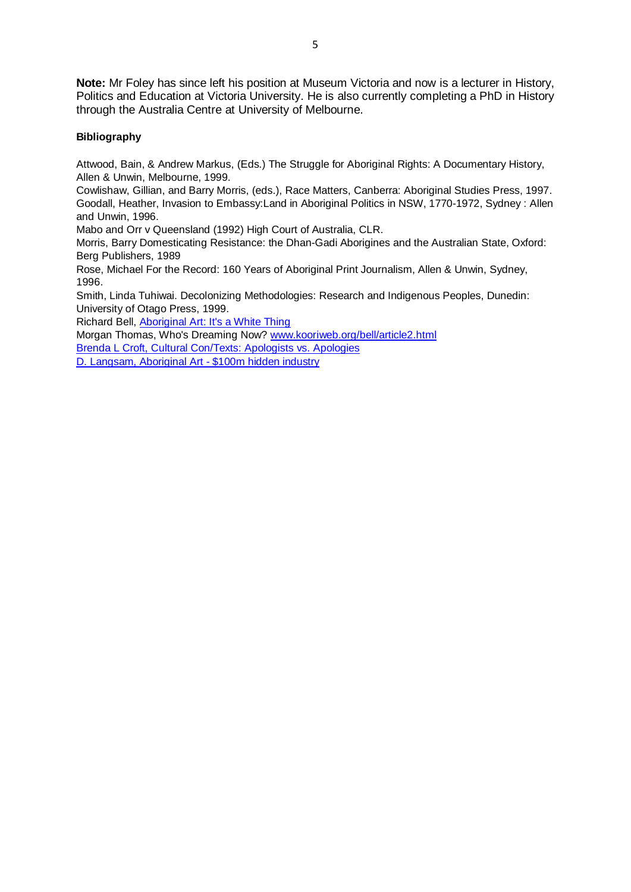**Note:** Mr Foley has since left his position at Museum Victoria and now is a lecturer in History, Politics and Education at Victoria University. He is also currently completing a PhD in History through the Australia Centre at University of Melbourne.

**Bibliography**

Attwood, Bain, & Andrew Markus, (Eds.) The Struggle for Aboriginal Rights: A Documentary History, Allen & Unwin, Melbourne, 1999.
Cowlishaw, Gillian, and Barry Morris, (eds.), Race Matters, Canberra: Aboriginal Studies Press, 1997.
Goodall, Heather, Invasion to Embassy:Land in Aboriginal Politics in NSW, 1770-1972, Sydney : Allen and Unwin, 1996.
Mabo and Orr v Queensland (1992) High Court of Australia, CLR.
Morris, Barry Domesticating Resistance: the Dhan-Gadi Aborigines and the Australian State, Oxford: Berg Publishers, 1989
Rose, Michael For the Record: 160 Years of Aboriginal Print Journalism, Allen & Unwin, Sydney, 1996.
Smith, Linda Tuhiwai. Decolonizing Methodologies: Research and Indigenous Peoples, Dunedin: University of Otago Press, 1999.
Richard Bell, Aboriginal Art: It's a White Thing
Morgan Thomas, Who's Dreaming Now? www.kooriweb.org/bell/article2.html
Brenda L Croft, Cultural Con/Texts: Apologists vs. Apologies
D. Langsam, Aboriginal Art - $100m hidden industry